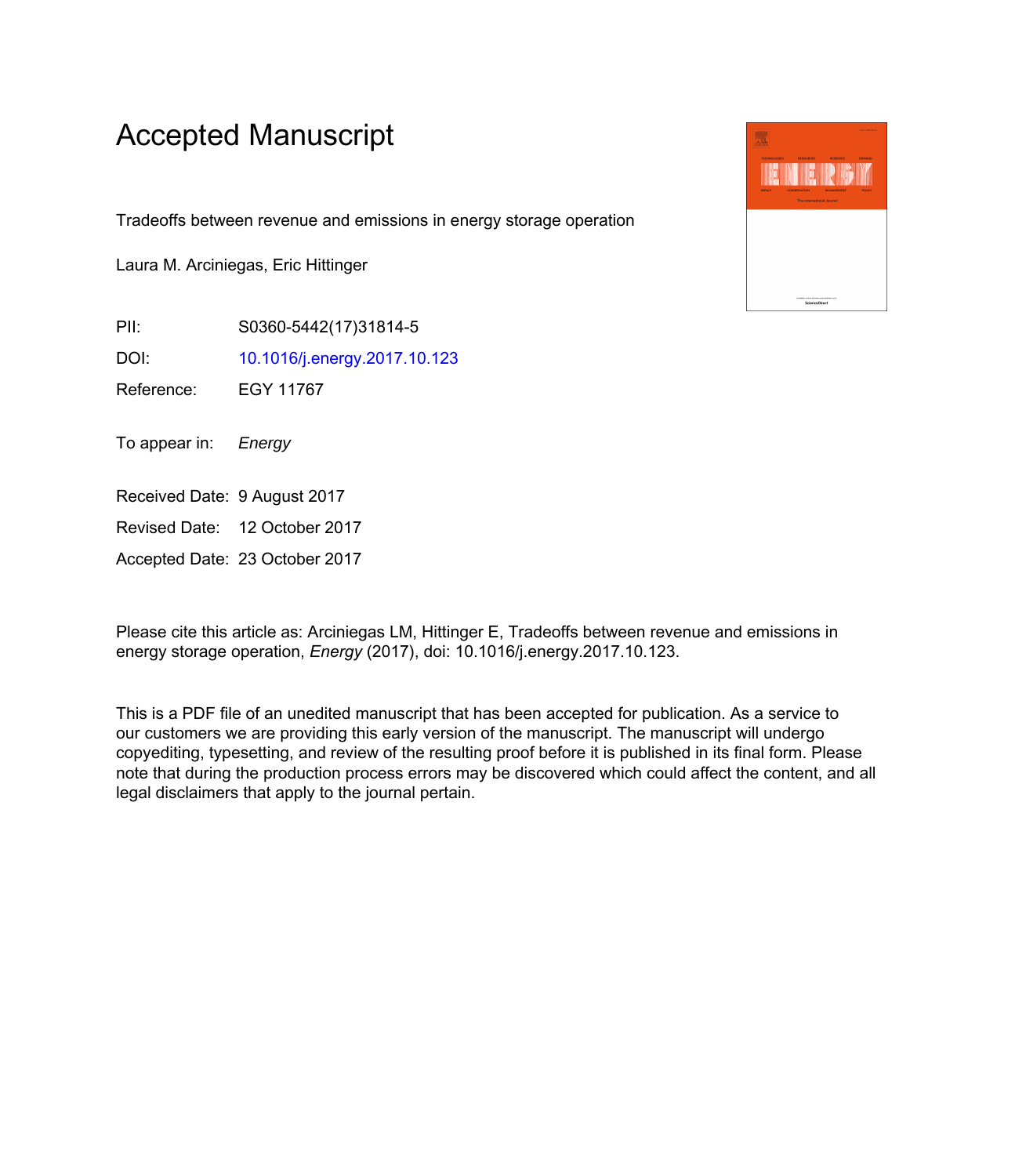# Accepted Manuscript

Tradeoffs between revenue and emissions in energy storage operation

Laura M. Arciniegas, Eric Hittinger

PII: S0360-5442(17)31814-5

DOI: 10.1016/j.energy.2017.10.123

Reference: EGY 11767

To appear in: *Energy*

Received Date: 9 August 2017

Revised Date: 12 October 2017

Accepted Date: 23 October 2017

Please cite this article as: Arciniegas LM, Hittinger E, Tradeoffs between revenue and emissions in energy storage operation, *Energy* (2017), doi: 10.1016/j.energy.2017.10.123.

This is a PDF file of an unedited manuscript that has been accepted for publication. As a service to our customers we are providing this early version of the manuscript. The manuscript will undergo copyediting, typesetting, and review of the resulting proof before it is published in its final form. Please note that during the production process errors may be discovered which could affect the content, and all legal disclaimers that apply to the journal pertain.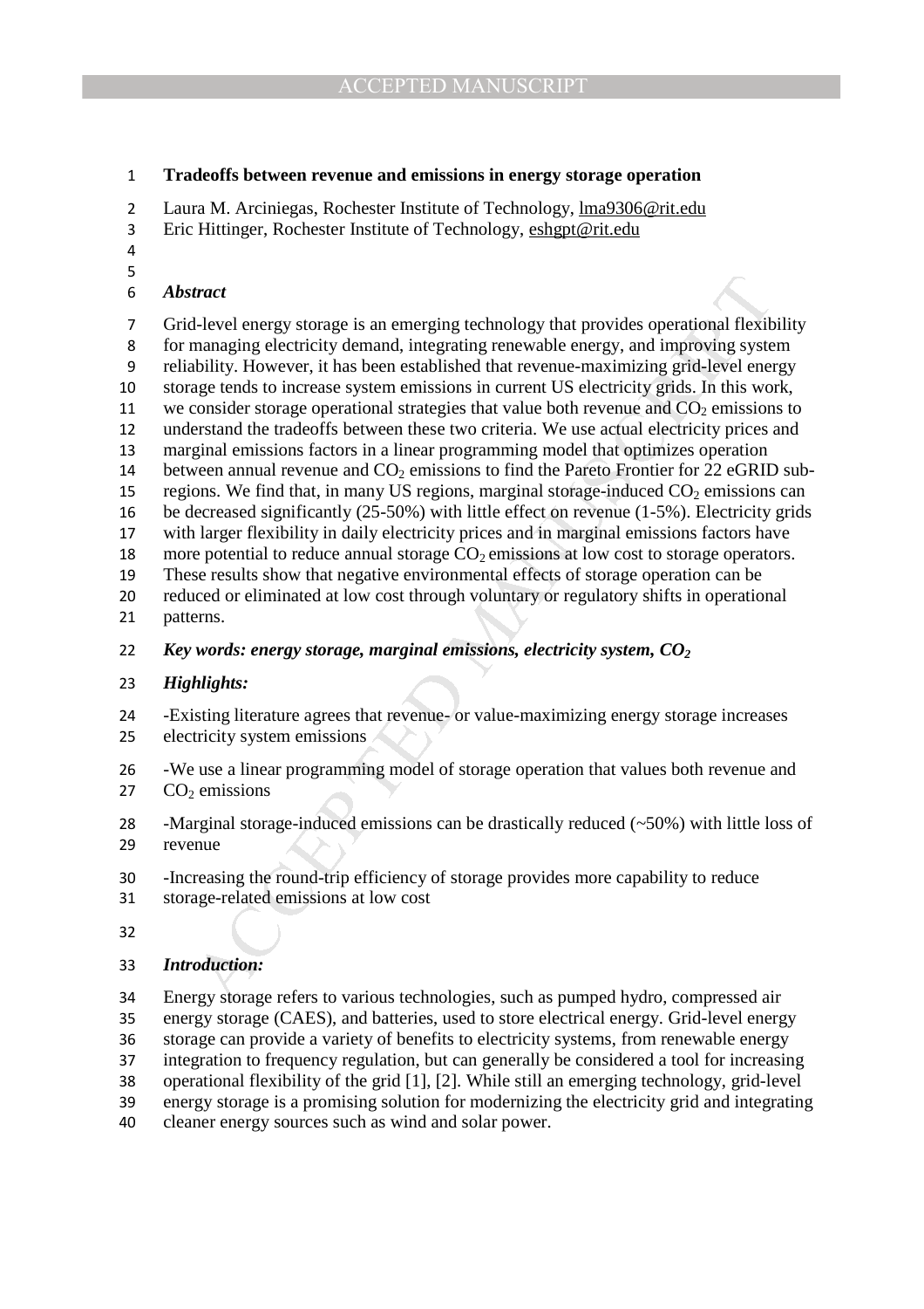**Tradeoffs between revenue and emissions in energy storage operation**

Laura M. Arciniegas, Rochester Institute of Technology, lma9306@rit.edu
Eric Hittinger, Rochester Institute of Technology, eshgpt@rit.edu

***Abstract***

Grid-level energy storage is an emerging technology that provides operational flexibility for managing electricity demand, integrating renewable energy, and improving system reliability. However, it has been established that revenue-maximizing grid-level energy storage tends to increase system emissions in current US electricity grids. In this work, we consider storage operational strategies that value both revenue and $CO_2$ emissions to understand the tradeoffs between these two criteria. We use actual electricity prices and marginal emissions factors in a linear programming model that optimizes operation between annual revenue and $CO_2$ emissions to find the Pareto Frontier for 22 eGRID sub-regions. We find that, in many US regions, marginal storage-induced $CO_2$ emissions can be decreased significantly (25-50%) with little effect on revenue (1-5%). Electricity grids with larger flexibility in daily electricity prices and in marginal emissions factors have more potential to reduce annual storage $CO_2$ emissions at low cost to storage operators. These results show that negative environmental effects of storage operation can be reduced or eliminated at low cost through voluntary or regulatory shifts in operational patterns.

***Key words: energy storage, marginal emissions, electricity system, $CO_2$***

***Highlights:***

-Existing literature agrees that revenue- or value-maximizing energy storage increases electricity system emissions

-We use a linear programming model of storage operation that values both revenue and $CO_2$ emissions

-Marginal storage-induced emissions can be drastically reduced (~50%) with little loss of revenue

-Increasing the round-trip efficiency of storage provides more capability to reduce storage-related emissions at low cost

***Introduction:***

Energy storage refers to various technologies, such as pumped hydro, compressed air energy storage (CAES), and batteries, used to store electrical energy. Grid-level energy storage can provide a variety of benefits to electricity systems, from renewable energy integration to frequency regulation, but can generally be considered a tool for increasing operational flexibility of the grid [1], [2]. While still an emerging technology, grid-level energy storage is a promising solution for modernizing the electricity grid and integrating cleaner energy sources such as wind and solar power.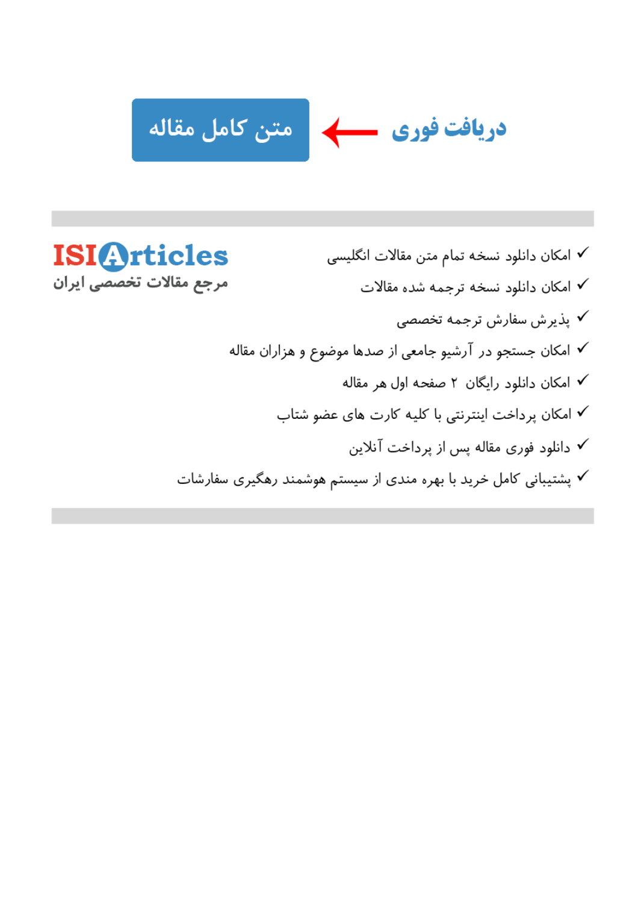دریافت فوری ← متن کامل مقاله

**ISIArticles**
مرجع مقالات تخصصی ایران

- ✓ امکان دانلود نسخه تمام متن مقالات انگلیسی
- ✓ امکان دانلود نسخه ترجمه شده مقالات
- ✓ پذیرش سفارش ترجمه تخصصی
- ✓ امکان جستجو در آرشیو جامعی از صدها موضوع و هزاران مقاله
- ✓ امکان دانلود رایگان ۲ صفحه اول هر مقاله
- ✓ امکان پرداخت اینترنتی با کلیه کارت های عضو شتاب
- ✓ دانلود فوری مقاله پس از پرداخت آنلاین
- ✓ پشتیبانی کامل خرید با بهره مندی از سیستم هوشمند رهگیری سفارشات